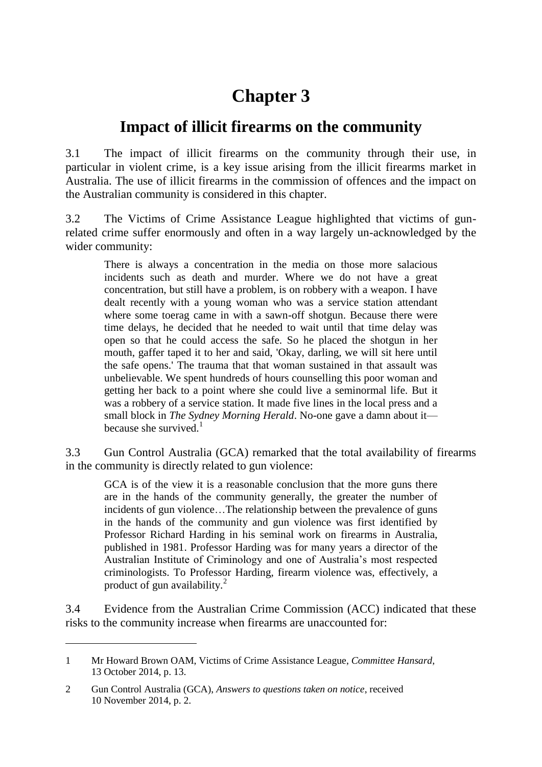# Chapter 3

## Impact of illicit firearms on the community

3.1 The impact of illicit firearms on the community through their use, in particular in violent crime, is a key issue arising from the illicit firearms market in Australia. The use of illicit firearms in the commission of offences and the impact on the Australian community is considered in this chapter.

3.2 The Victims of Crime Assistance League highlighted that victims of gun-related crime suffer enormously and often in a way largely un-acknowledged by the wider community:

> There is always a concentration in the media on those more salacious incidents such as death and murder. Where we do not have a great concentration, but still have a problem, is on robbery with a weapon. I have dealt recently with a young woman who was a service station attendant where some toerag came in with a sawn-off shotgun. Because there were time delays, he decided that he needed to wait until that time delay was open so that he could access the safe. So he placed the shotgun in her mouth, gaffer taped it to her and said, 'Okay, darling, we will sit here until the safe opens.' The trauma that that woman sustained in that assault was unbelievable. We spent hundreds of hours counselling this poor woman and getting her back to a point where she could live a seminormal life. But it was a robbery of a service station. It made five lines in the local press and a small block in *The Sydney Morning Herald*. No-one gave a damn about it—because she survived.[1]

3.3 Gun Control Australia (GCA) remarked that the total availability of firearms in the community is directly related to gun violence:

> GCA is of the view it is a reasonable conclusion that the more guns there are in the hands of the community generally, the greater the number of incidents of gun violence…The relationship between the prevalence of guns in the hands of the community and gun violence was first identified by Professor Richard Harding in his seminal work on firearms in Australia, published in 1981. Professor Harding was for many years a director of the Australian Institute of Criminology and one of Australia's most respected criminologists. To Professor Harding, firearm violence was, effectively, a product of gun availability.[2]

3.4 Evidence from the Australian Crime Commission (ACC) indicated that these risks to the community increase when firearms are unaccounted for:

---

1 Mr Howard Brown OAM, Victims of Crime Assistance League, *Committee Hansard*, 13 October 2014, p. 13.

2 Gun Control Australia (GCA), *Answers to questions taken on notice*, received 10 November 2014, p. 2.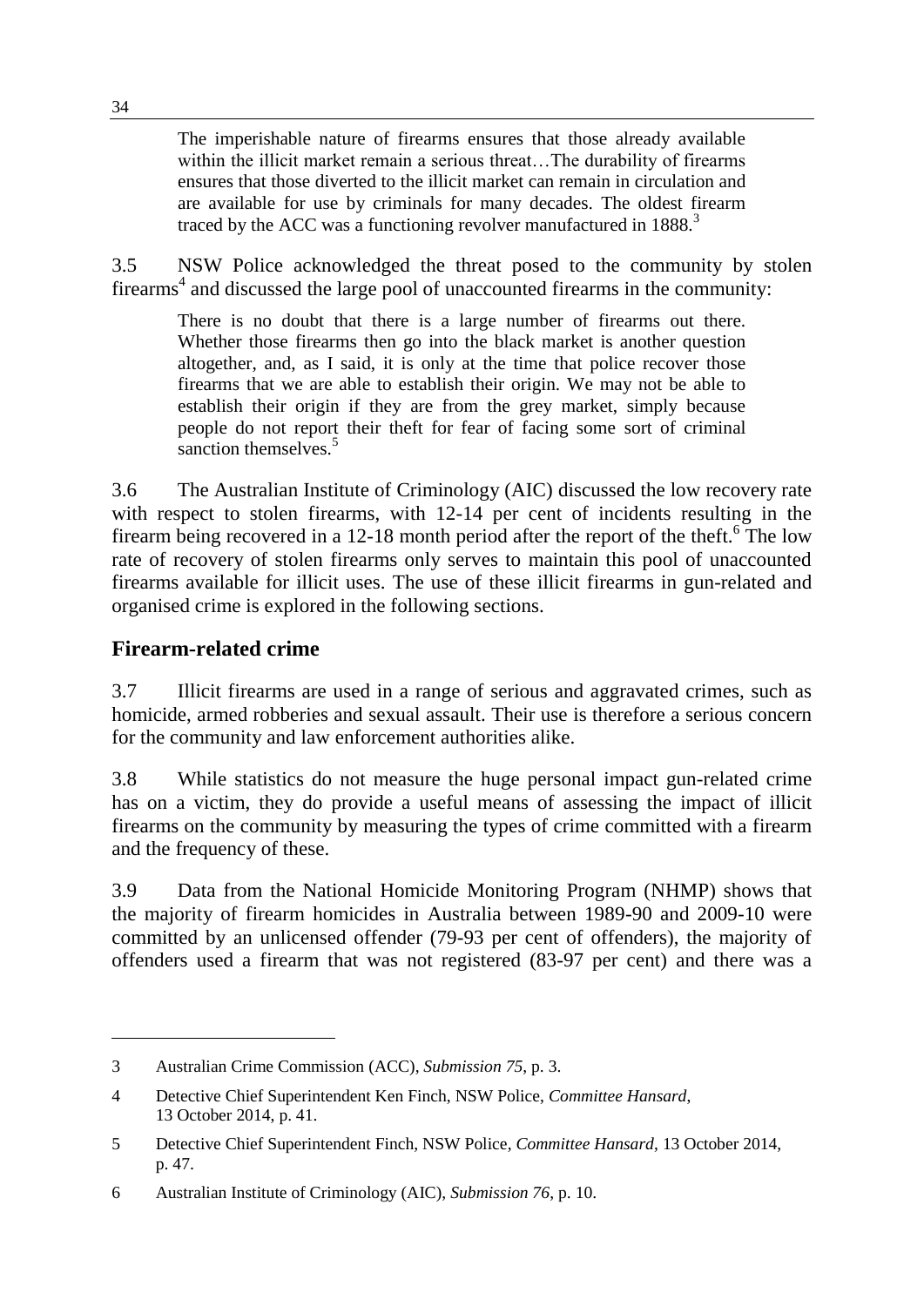> The imperishable nature of firearms ensures that those already available within the illicit market remain a serious threat…The durability of firearms ensures that those diverted to the illicit market can remain in circulation and are available for use by criminals for many decades. The oldest firearm traced by the ACC was a functioning revolver manufactured in 1888.[3]

3.5 NSW Police acknowledged the threat posed to the community by stolen firearms[4] and discussed the large pool of unaccounted firearms in the community:

> There is no doubt that there is a large number of firearms out there. Whether those firearms then go into the black market is another question altogether, and, as I said, it is only at the time that police recover those firearms that we are able to establish their origin. We may not be able to establish their origin if they are from the grey market, simply because people do not report their theft for fear of facing some sort of criminal sanction themselves.[5]

3.6 The Australian Institute of Criminology (AIC) discussed the low recovery rate with respect to stolen firearms, with 12-14 per cent of incidents resulting in the firearm being recovered in a 12-18 month period after the report of the theft.[6] The low rate of recovery of stolen firearms only serves to maintain this pool of unaccounted firearms available for illicit uses. The use of these illicit firearms in gun-related and organised crime is explored in the following sections.

## Firearm-related crime

3.7 Illicit firearms are used in a range of serious and aggravated crimes, such as homicide, armed robberies and sexual assault. Their use is therefore a serious concern for the community and law enforcement authorities alike.

3.8 While statistics do not measure the huge personal impact gun-related crime has on a victim, they do provide a useful means of assessing the impact of illicit firearms on the community by measuring the types of crime committed with a firearm and the frequency of these.

3.9 Data from the National Homicide Monitoring Program (NHMP) shows that the majority of firearm homicides in Australia between 1989-90 and 2009-10 were committed by an unlicensed offender (79-93 per cent of offenders), the majority of offenders used a firearm that was not registered (83-97 per cent) and there was a

---

3 Australian Crime Commission (ACC), *Submission 75*, p. 3.

4 Detective Chief Superintendent Ken Finch, NSW Police, *Committee Hansard*, 13 October 2014, p. 41.

5 Detective Chief Superintendent Finch, NSW Police, *Committee Hansard*, 13 October 2014, p. 47.

6 Australian Institute of Criminology (AIC), *Submission 76*, p. 10.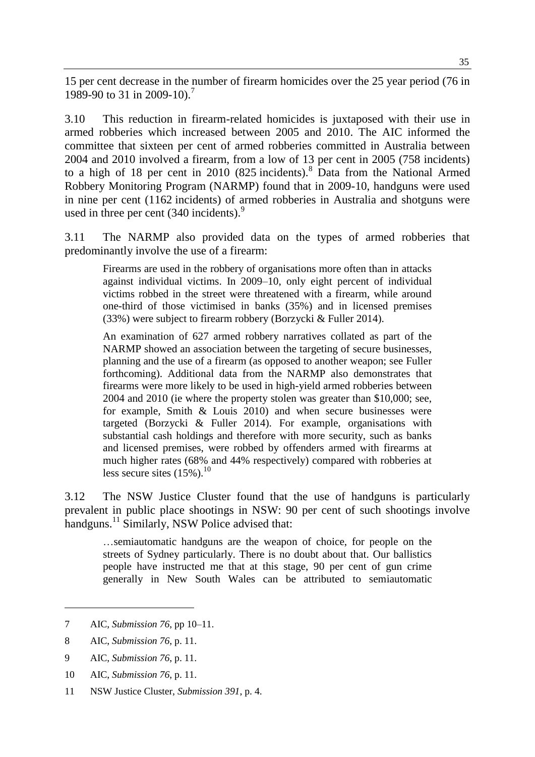15 per cent decrease in the number of firearm homicides over the 25 year period (76 in 1989-90 to 31 in 2009-10).[7]

3.10 This reduction in firearm-related homicides is juxtaposed with their use in armed robberies which increased between 2005 and 2010. The AIC informed the committee that sixteen per cent of armed robberies committed in Australia between 2004 and 2010 involved a firearm, from a low of 13 per cent in 2005 (758 incidents) to a high of 18 per cent in 2010 (825 incidents).[8] Data from the National Armed Robbery Monitoring Program (NARMP) found that in 2009-10, handguns were used in nine per cent (1162 incidents) of armed robberies in Australia and shotguns were used in three per cent (340 incidents).[9]

3.11 The NARMP also provided data on the types of armed robberies that predominantly involve the use of a firearm:

> Firearms are used in the robbery of organisations more often than in attacks against individual victims. In 2009–10, only eight percent of individual victims robbed in the street were threatened with a firearm, while around one-third of those victimised in banks (35%) and in licensed premises (33%) were subject to firearm robbery (Borzycki & Fuller 2014).
>
> An examination of 627 armed robbery narratives collated as part of the NARMP showed an association between the targeting of secure businesses, planning and the use of a firearm (as opposed to another weapon; see Fuller forthcoming). Additional data from the NARMP also demonstrates that firearms were more likely to be used in high-yield armed robberies between 2004 and 2010 (ie where the property stolen was greater than $10,000; see, for example, Smith & Louis 2010) and when secure businesses were targeted (Borzycki & Fuller 2014). For example, organisations with substantial cash holdings and therefore with more security, such as banks and licensed premises, were robbed by offenders armed with firearms at much higher rates (68% and 44% respectively) compared with robberies at less secure sites (15%).[10]

3.12 The NSW Justice Cluster found that the use of handguns is particularly prevalent in public place shootings in NSW: 90 per cent of such shootings involve handguns.[11] Similarly, NSW Police advised that:

> …semiautomatic handguns are the weapon of choice, for people on the streets of Sydney particularly. There is no doubt about that. Our ballistics people have instructed me that at this stage, 90 per cent of gun crime generally in New South Wales can be attributed to semiautomatic

---

7 AIC, *Submission 76*, pp 10–11.

8 AIC, *Submission 76*, p. 11.

9 AIC, *Submission 76*, p. 11.

10 AIC, *Submission 76*, p. 11.

11 NSW Justice Cluster, *Submission 391*, p. 4.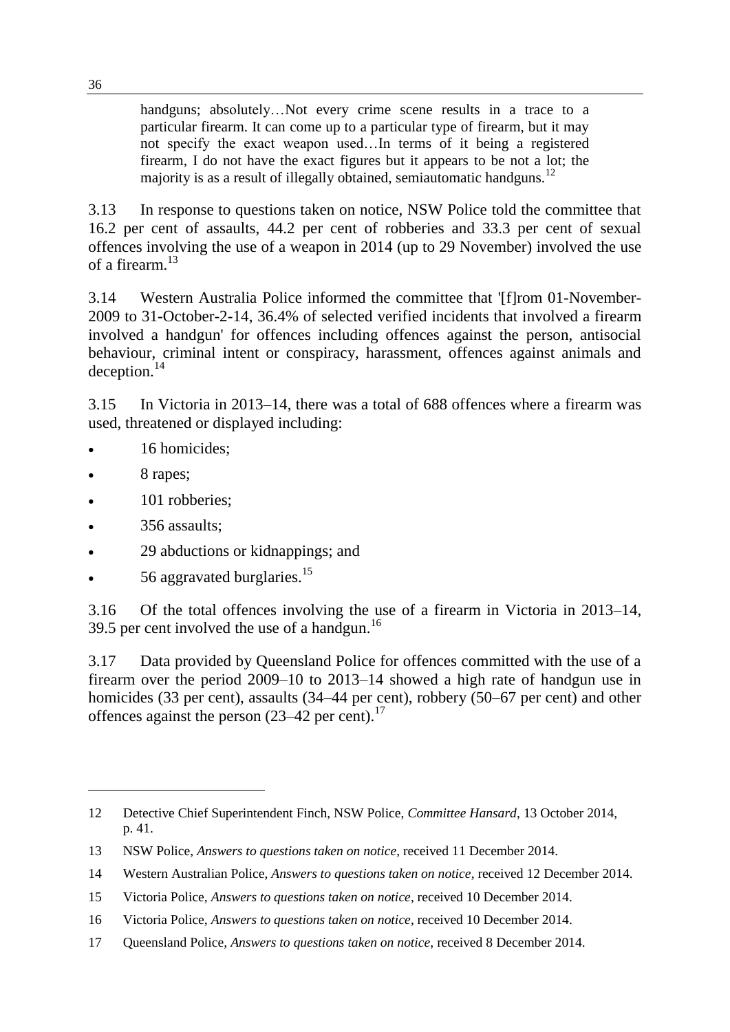> handguns; absolutely…Not every crime scene results in a trace to a particular firearm. It can come up to a particular type of firearm, but it may not specify the exact weapon used…In terms of it being a registered firearm, I do not have the exact figures but it appears to be not a lot; the majority is as a result of illegally obtained, semiautomatic handguns.[12]

3.13 In response to questions taken on notice, NSW Police told the committee that 16.2 per cent of assaults, 44.2 per cent of robberies and 33.3 per cent of sexual offences involving the use of a weapon in 2014 (up to 29 November) involved the use of a firearm.[13]

3.14 Western Australia Police informed the committee that '[f]rom 01-November-2009 to 31-October-2-14, 36.4% of selected verified incidents that involved a firearm involved a handgun' for offences including offences against the person, antisocial behaviour, criminal intent or conspiracy, harassment, offences against animals and deception.[14]

3.15 In Victoria in 2013–14, there was a total of 688 offences where a firearm was used, threatened or displayed including:

- 16 homicides;
- 8 rapes;
- 101 robberies;
- 356 assaults;
- 29 abductions or kidnappings; and
- 56 aggravated burglaries.[15]

3.16 Of the total offences involving the use of a firearm in Victoria in 2013–14, 39.5 per cent involved the use of a handgun.[16]

3.17 Data provided by Queensland Police for offences committed with the use of a firearm over the period 2009–10 to 2013–14 showed a high rate of handgun use in homicides (33 per cent), assaults (34–44 per cent), robbery (50–67 per cent) and other offences against the person (23–42 per cent).[17]

---

12 Detective Chief Superintendent Finch, NSW Police, *Committee Hansard*, 13 October 2014, p. 41.

13 NSW Police, *Answers to questions taken on notice*, received 11 December 2014.

14 Western Australian Police, *Answers to questions taken on notice*, received 12 December 2014.

15 Victoria Police, *Answers to questions taken on notice*, received 10 December 2014.

16 Victoria Police, *Answers to questions taken on notice*, received 10 December 2014.

17 Queensland Police, *Answers to questions taken on notice*, received 8 December 2014.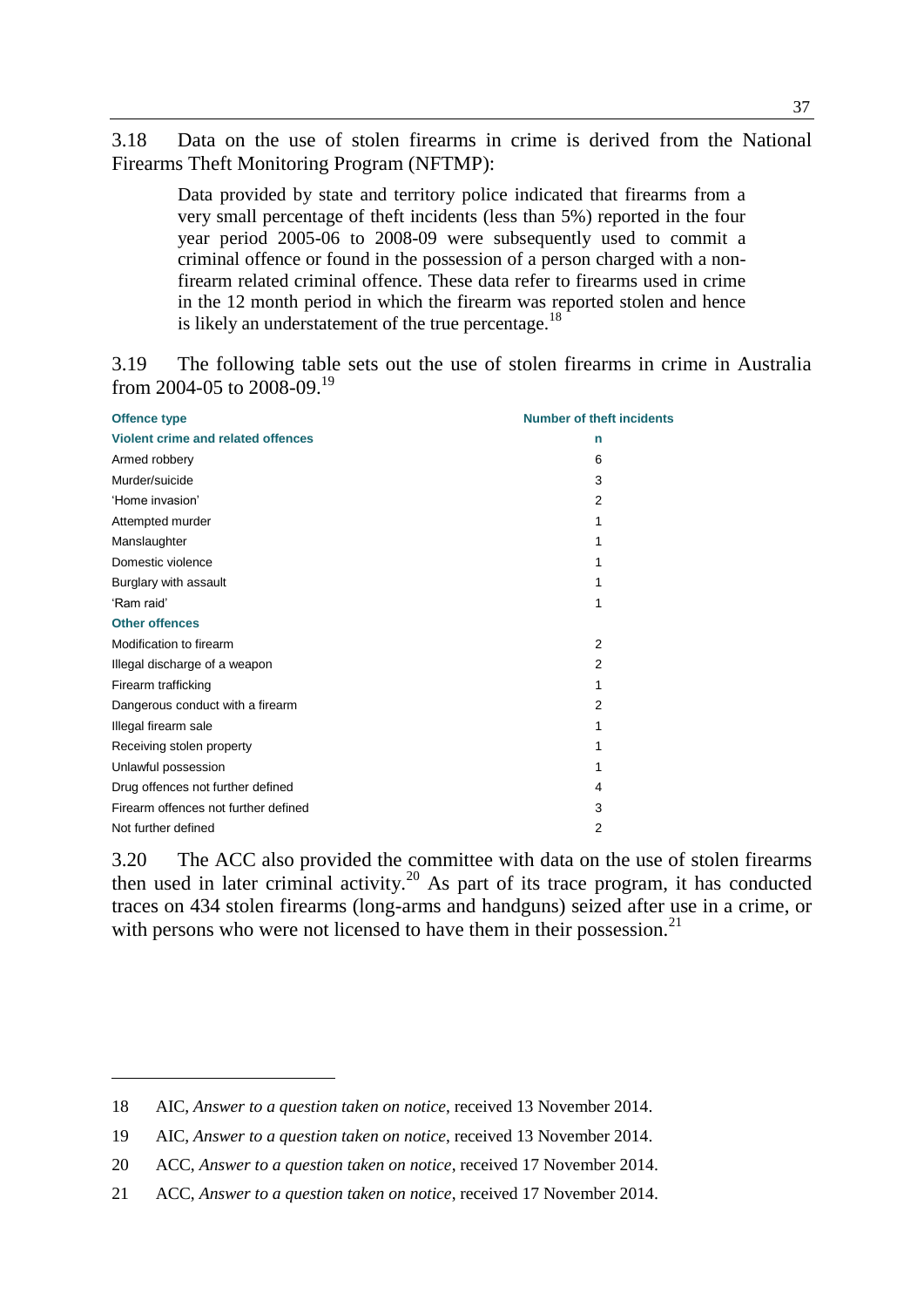3.18 Data on the use of stolen firearms in crime is derived from the National Firearms Theft Monitoring Program (NFTMP):

> Data provided by state and territory police indicated that firearms from a very small percentage of theft incidents (less than 5%) reported in the four year period 2005-06 to 2008-09 were subsequently used to commit a criminal offence or found in the possession of a person charged with a non-firearm related criminal offence. These data refer to firearms used in crime in the 12 month period in which the firearm was reported stolen and hence is likely an understatement of the true percentage.[18]

3.19 The following table sets out the use of stolen firearms in crime in Australia from 2004-05 to 2008-09.[19]

| Offence type | Number of theft incidents |
|---|---|
| **Violent crime and related offences** | **n** |
| Armed robbery | 6 |
| Murder/suicide | 3 |
| 'Home invasion' | 2 |
| Attempted murder | 1 |
| Manslaughter | 1 |
| Domestic violence | 1 |
| Burglary with assault | 1 |
| 'Ram raid' | 1 |
| **Other offences** | |
| Modification to firearm | 2 |
| Illegal discharge of a weapon | 2 |
| Firearm trafficking | 1 |
| Dangerous conduct with a firearm | 2 |
| Illegal firearm sale | 1 |
| Receiving stolen property | 1 |
| Unlawful possession | 1 |
| Drug offences not further defined | 4 |
| Firearm offences not further defined | 3 |
| Not further defined | 2 |

3.20 The ACC also provided the committee with data on the use of stolen firearms then used in later criminal activity.[20] As part of its trace program, it has conducted traces on 434 stolen firearms (long-arms and handguns) seized after use in a crime, or with persons who were not licensed to have them in their possession.[21]

---

18 AIC, *Answer to a question taken on notice*, received 13 November 2014.

19 AIC, *Answer to a question taken on notice*, received 13 November 2014.

20 ACC, *Answer to a question taken on notice*, received 17 November 2014.

21 ACC, *Answer to a question taken on notice*, received 17 November 2014.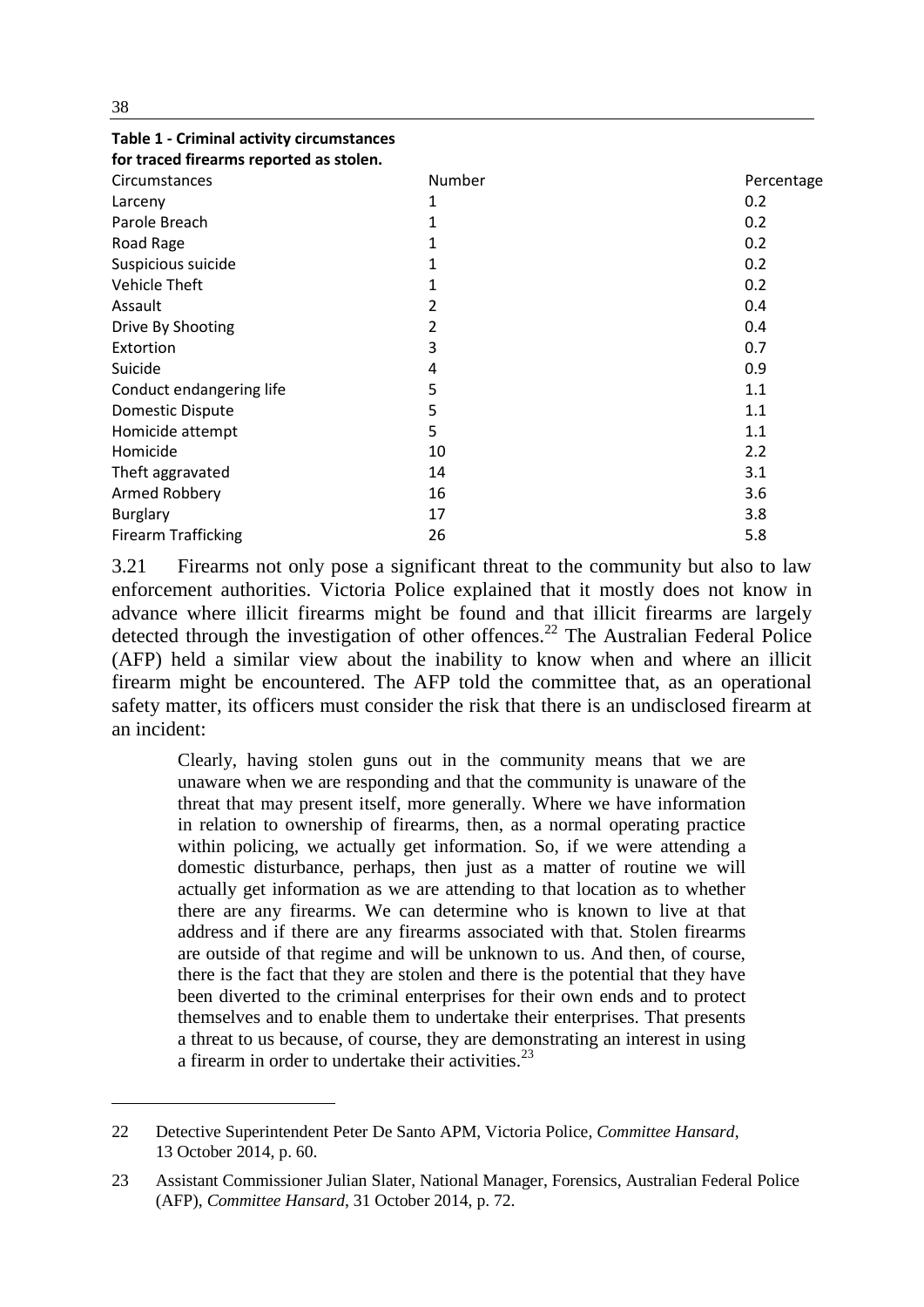**Table 1 - Criminal activity circumstances for traced firearms reported as stolen.**

| Circumstances | Number | Percentage |
|---|---|---|
| Larceny | 1 | 0.2 |
| Parole Breach | 1 | 0.2 |
| Road Rage | 1 | 0.2 |
| Suspicious suicide | 1 | 0.2 |
| Vehicle Theft | 1 | 0.2 |
| Assault | 2 | 0.4 |
| Drive By Shooting | 2 | 0.4 |
| Extortion | 3 | 0.7 |
| Suicide | 4 | 0.9 |
| Conduct endangering life | 5 | 1.1 |
| Domestic Dispute | 5 | 1.1 |
| Homicide attempt | 5 | 1.1 |
| Homicide | 10 | 2.2 |
| Theft aggravated | 14 | 3.1 |
| Armed Robbery | 16 | 3.6 |
| Burglary | 17 | 3.8 |
| Firearm Trafficking | 26 | 5.8 |

3.21 Firearms not only pose a significant threat to the community but also to law enforcement authorities. Victoria Police explained that it mostly does not know in advance where illicit firearms might be found and that illicit firearms are largely detected through the investigation of other offences.[22] The Australian Federal Police (AFP) held a similar view about the inability to know when and where an illicit firearm might be encountered. The AFP told the committee that, as an operational safety matter, its officers must consider the risk that there is an undisclosed firearm at an incident:

> Clearly, having stolen guns out in the community means that we are unaware when we are responding and that the community is unaware of the threat that may present itself, more generally. Where we have information in relation to ownership of firearms, then, as a normal operating practice within policing, we actually get information. So, if we were attending a domestic disturbance, perhaps, then just as a matter of routine we will actually get information as we are attending to that location as to whether there are any firearms. We can determine who is known to live at that address and if there are any firearms associated with that. Stolen firearms are outside of that regime and will be unknown to us. And then, of course, there is the fact that they are stolen and there is the potential that they have been diverted to the criminal enterprises for their own ends and to protect themselves and to enable them to undertake their enterprises. That presents a threat to us because, of course, they are demonstrating an interest in using a firearm in order to undertake their activities.[23]

---

22 Detective Superintendent Peter De Santo APM, Victoria Police, *Committee Hansard*, 13 October 2014, p. 60.

23 Assistant Commissioner Julian Slater, National Manager, Forensics, Australian Federal Police (AFP), *Committee Hansard*, 31 October 2014, p. 72.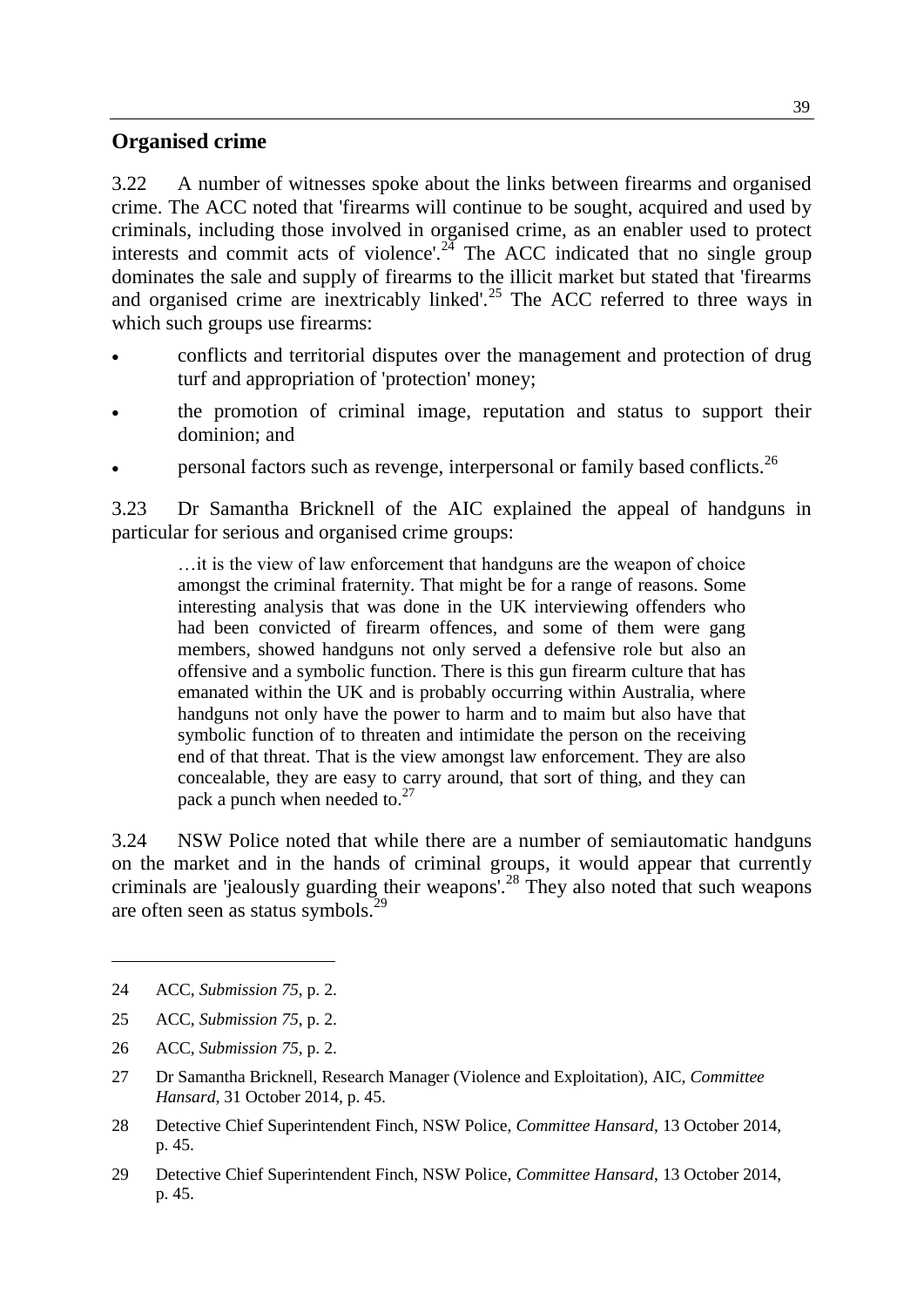## Organised crime

3.22 A number of witnesses spoke about the links between firearms and organised crime. The ACC noted that 'firearms will continue to be sought, acquired and used by criminals, including those involved in organised crime, as an enabler used to protect interests and commit acts of violence'.[24] The ACC indicated that no single group dominates the sale and supply of firearms to the illicit market but stated that 'firearms and organised crime are inextricably linked'.[25] The ACC referred to three ways in which such groups use firearms:

- conflicts and territorial disputes over the management and protection of drug turf and appropriation of 'protection' money;
- the promotion of criminal image, reputation and status to support their dominion; and
- personal factors such as revenge, interpersonal or family based conflicts.[26]

3.23 Dr Samantha Bricknell of the AIC explained the appeal of handguns in particular for serious and organised crime groups:

> …it is the view of law enforcement that handguns are the weapon of choice amongst the criminal fraternity. That might be for a range of reasons. Some interesting analysis that was done in the UK interviewing offenders who had been convicted of firearm offences, and some of them were gang members, showed handguns not only served a defensive role but also an offensive and a symbolic function. There is this gun firearm culture that has emanated within the UK and is probably occurring within Australia, where handguns not only have the power to harm and to maim but also have that symbolic function of to threaten and intimidate the person on the receiving end of that threat. That is the view amongst law enforcement. They are also concealable, they are easy to carry around, that sort of thing, and they can pack a punch when needed to.[27]

3.24 NSW Police noted that while there are a number of semiautomatic handguns on the market and in the hands of criminal groups, it would appear that currently criminals are 'jealously guarding their weapons'.[28] They also noted that such weapons are often seen as status symbols.[29]

---

24 ACC, *Submission 75*, p. 2.

25 ACC, *Submission 75*, p. 2.

26 ACC, *Submission 75*, p. 2.

27 Dr Samantha Bricknell, Research Manager (Violence and Exploitation), AIC, *Committee Hansard*, 31 October 2014, p. 45.

28 Detective Chief Superintendent Finch, NSW Police, *Committee Hansard*, 13 October 2014, p. 45.

29 Detective Chief Superintendent Finch, NSW Police, *Committee Hansard*, 13 October 2014, p. 45.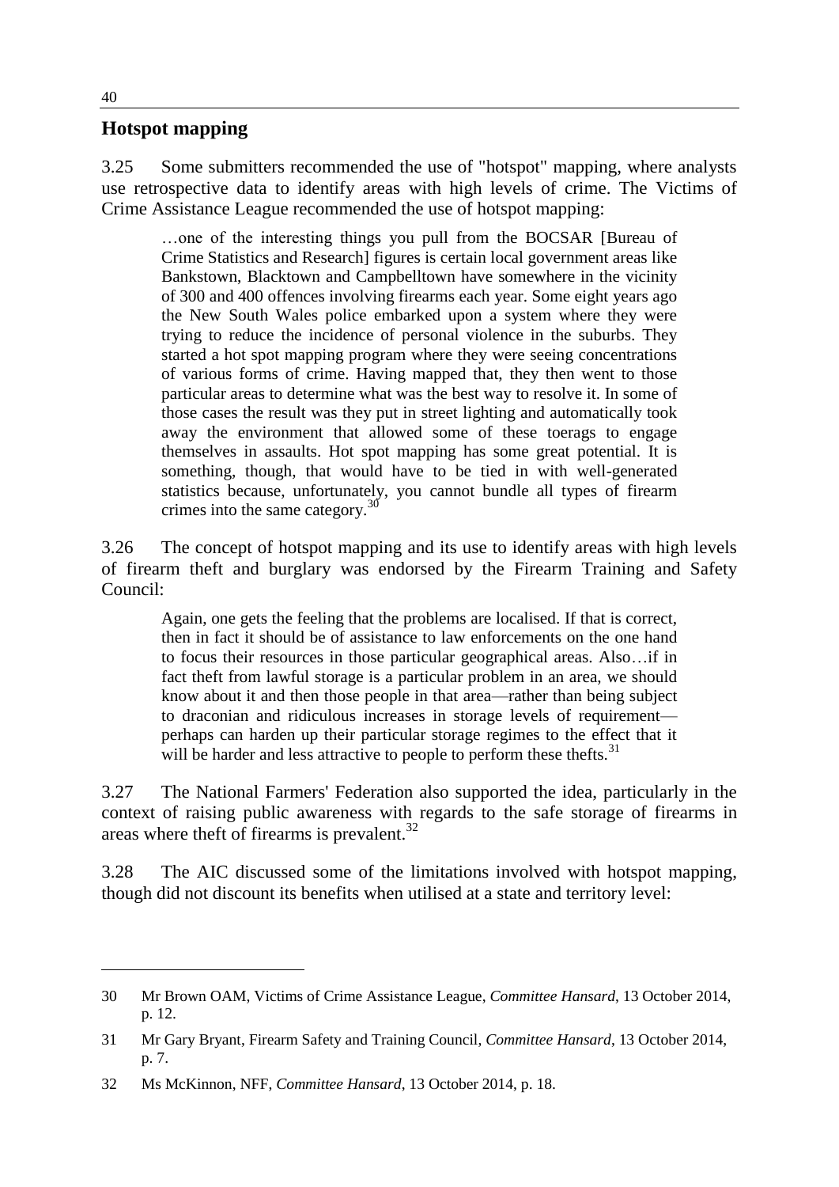## Hotspot mapping

3.25 Some submitters recommended the use of "hotspot" mapping, where analysts use retrospective data to identify areas with high levels of crime. The Victims of Crime Assistance League recommended the use of hotspot mapping:

> …one of the interesting things you pull from the BOCSAR [Bureau of Crime Statistics and Research] figures is certain local government areas like Bankstown, Blacktown and Campbelltown have somewhere in the vicinity of 300 and 400 offences involving firearms each year. Some eight years ago the New South Wales police embarked upon a system where they were trying to reduce the incidence of personal violence in the suburbs. They started a hot spot mapping program where they were seeing concentrations of various forms of crime. Having mapped that, they then went to those particular areas to determine what was the best way to resolve it. In some of those cases the result was they put in street lighting and automatically took away the environment that allowed some of these toerags to engage themselves in assaults. Hot spot mapping has some great potential. It is something, though, that would have to be tied in with well-generated statistics because, unfortunately, you cannot bundle all types of firearm crimes into the same category.[30]

3.26 The concept of hotspot mapping and its use to identify areas with high levels of firearm theft and burglary was endorsed by the Firearm Training and Safety Council:

> Again, one gets the feeling that the problems are localised. If that is correct, then in fact it should be of assistance to law enforcements on the one hand to focus their resources in those particular geographical areas. Also…if in fact theft from lawful storage is a particular problem in an area, we should know about it and then those people in that area—rather than being subject to draconian and ridiculous increases in storage levels of requirement—perhaps can harden up their particular storage regimes to the effect that it will be harder and less attractive to people to perform these thefts.[31]

3.27 The National Farmers' Federation also supported the idea, particularly in the context of raising public awareness with regards to the safe storage of firearms in areas where theft of firearms is prevalent.[32]

3.28 The AIC discussed some of the limitations involved with hotspot mapping, though did not discount its benefits when utilised at a state and territory level:

---

30 Mr Brown OAM, Victims of Crime Assistance League, *Committee Hansard*, 13 October 2014, p. 12.

31 Mr Gary Bryant, Firearm Safety and Training Council, *Committee Hansard*, 13 October 2014, p. 7.

32 Ms McKinnon, NFF, *Committee Hansard*, 13 October 2014, p. 18.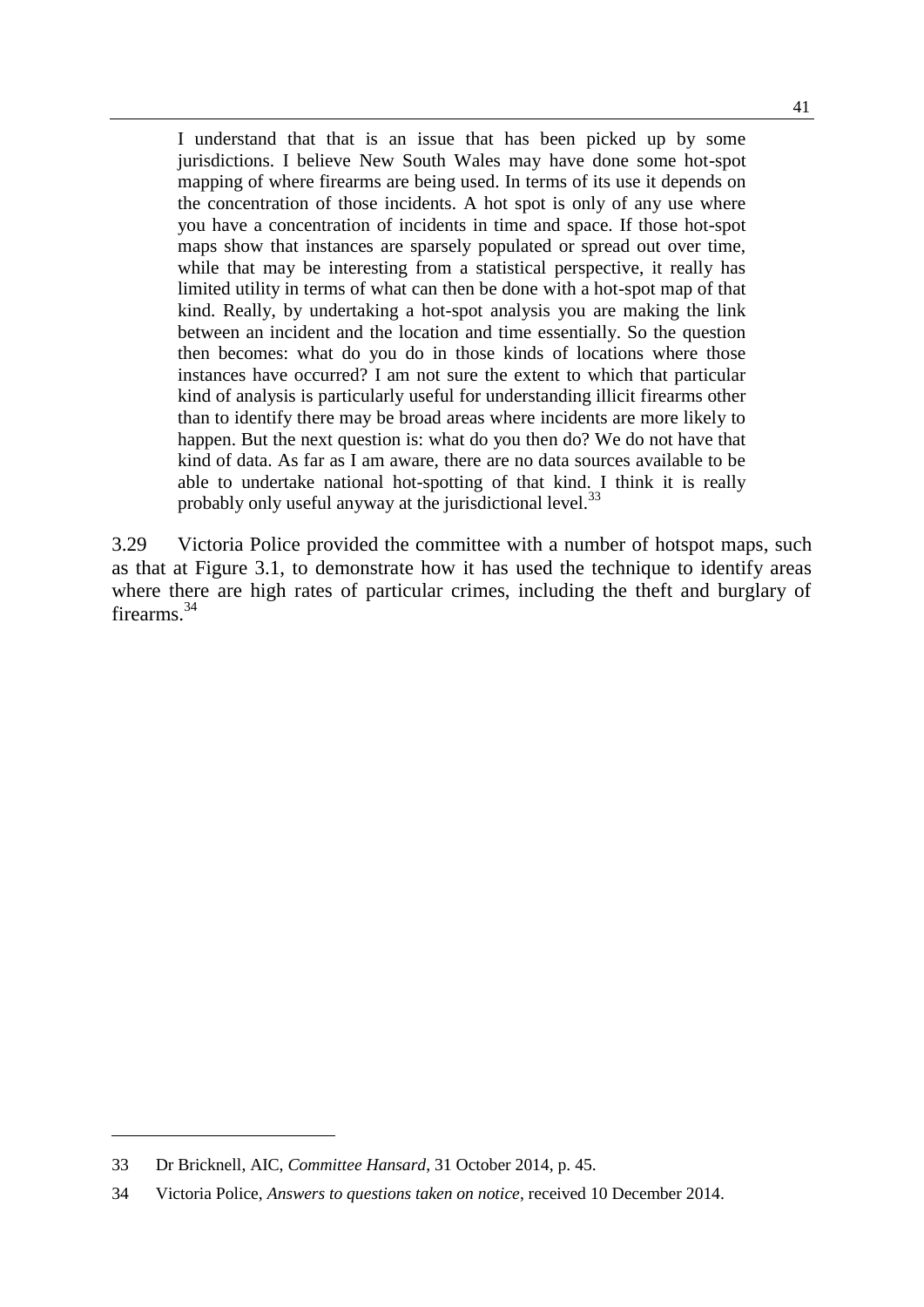> I understand that that is an issue that has been picked up by some jurisdictions. I believe New South Wales may have done some hot-spot mapping of where firearms are being used. In terms of its use it depends on the concentration of those incidents. A hot spot is only of any use where you have a concentration of incidents in time and space. If those hot-spot maps show that instances are sparsely populated or spread out over time, while that may be interesting from a statistical perspective, it really has limited utility in terms of what can then be done with a hot-spot map of that kind. Really, by undertaking a hot-spot analysis you are making the link between an incident and the location and time essentially. So the question then becomes: what do you do in those kinds of locations where those instances have occurred? I am not sure the extent to which that particular kind of analysis is particularly useful for understanding illicit firearms other than to identify there may be broad areas where incidents are more likely to happen. But the next question is: what do you then do? We do not have that kind of data. As far as I am aware, there are no data sources available to be able to undertake national hot-spotting of that kind. I think it is really probably only useful anyway at the jurisdictional level.[33]

3.29 Victoria Police provided the committee with a number of hotspot maps, such as that at Figure 3.1, to demonstrate how it has used the technique to identify areas where there are high rates of particular crimes, including the theft and burglary of firearms.[34]

---

33 Dr Bricknell, AIC, *Committee Hansard*, 31 October 2014, p. 45.

34 Victoria Police, *Answers to questions taken on notice*, received 10 December 2014.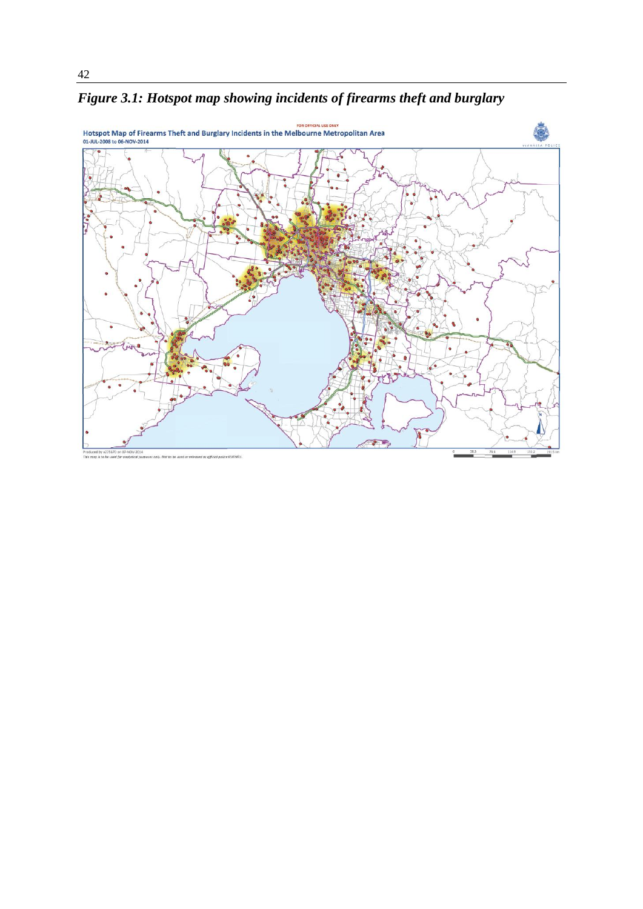*Figure 3.1: Hotspot map showing incidents of firearms theft and burglary*

FOR OFFICIAL USE ONLY

Hotspot Map of Firearms Theft and Burglary Incidents in the Melbourne Metropolitan Area

01-JUL-2008 to 06-NOV-2014

VICTORIA POLICE

Produced by u275670 on 07-NOV-2014

This map is to be used for analytical purposes only. Not to be used or released as official police statistics.

0 38.3 76.6 114.9 153.2 191.5 km